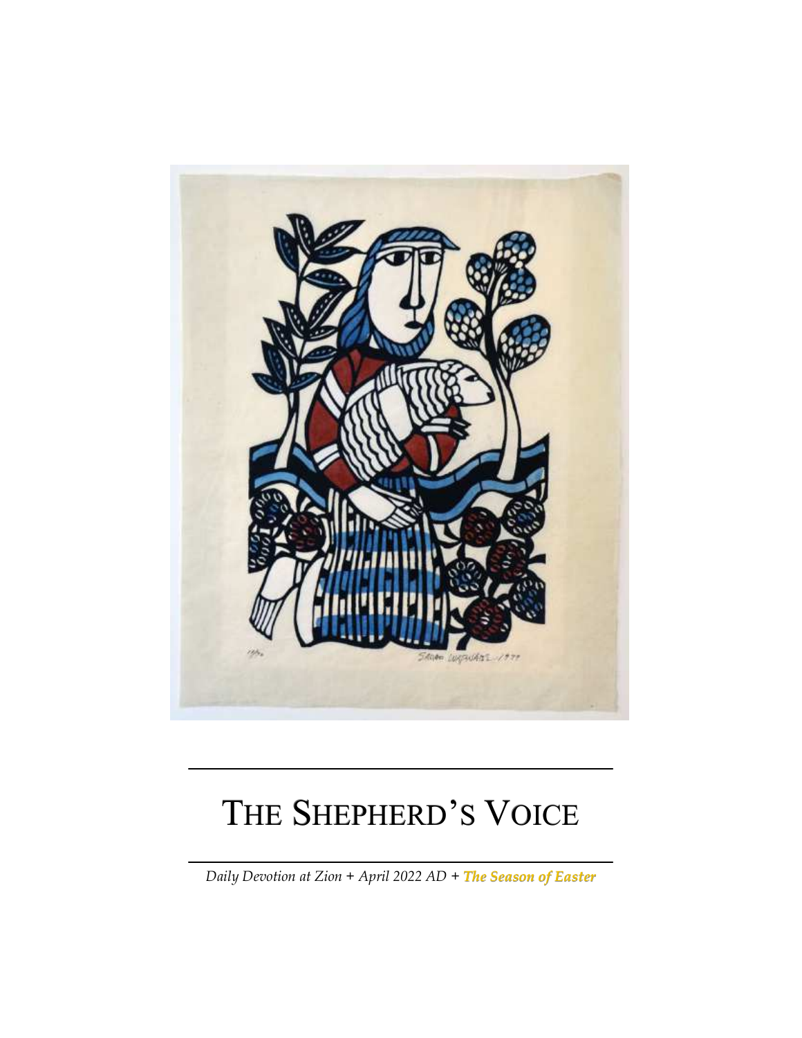# THE SHEPHERD'S VOICE

*Daily Devotion at Zion + April 2022 AD + **The Season of Easter***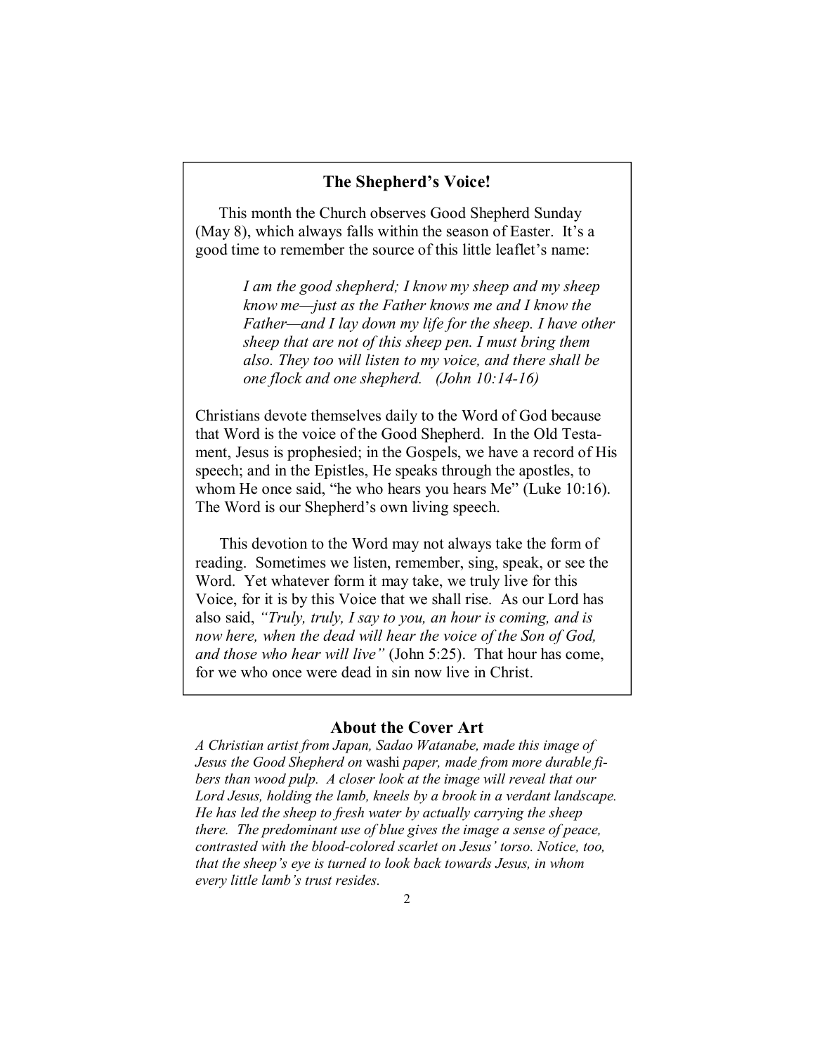## The Shepherd's Voice!

This month the Church observes Good Shepherd Sunday (May 8), which always falls within the season of Easter. It's a good time to remember the source of this little leaflet's name:

> *I am the good shepherd; I know my sheep and my sheep know me—just as the Father knows me and I know the Father—and I lay down my life for the sheep. I have other sheep that are not of this sheep pen. I must bring them also. They too will listen to my voice, and there shall be one flock and one shepherd. (John 10:14-16)*

Christians devote themselves daily to the Word of God because that Word is the voice of the Good Shepherd. In the Old Testament, Jesus is prophesied; in the Gospels, we have a record of His speech; and in the Epistles, He speaks through the apostles, to whom He once said, "he who hears you hears Me" (Luke 10:16). The Word is our Shepherd's own living speech.

This devotion to the Word may not always take the form of reading. Sometimes we listen, remember, sing, speak, or see the Word. Yet whatever form it may take, we truly live for this Voice, for it is by this Voice that we shall rise. As our Lord has also said, *"Truly, truly, I say to you, an hour is coming, and is now here, when the dead will hear the voice of the Son of God, and those who hear will live"* (John 5:25). That hour has come, for we who once were dead in sin now live in Christ.

## About the Cover Art

*A Christian artist from Japan, Sadao Watanabe, made this image of Jesus the Good Shepherd on* washi *paper, made from more durable fibers than wood pulp. A closer look at the image will reveal that our Lord Jesus, holding the lamb, kneels by a brook in a verdant landscape. He has led the sheep to fresh water by actually carrying the sheep there. The predominant use of blue gives the image a sense of peace, contrasted with the blood-colored scarlet on Jesus' torso. Notice, too, that the sheep's eye is turned to look back towards Jesus, in whom every little lamb's trust resides.*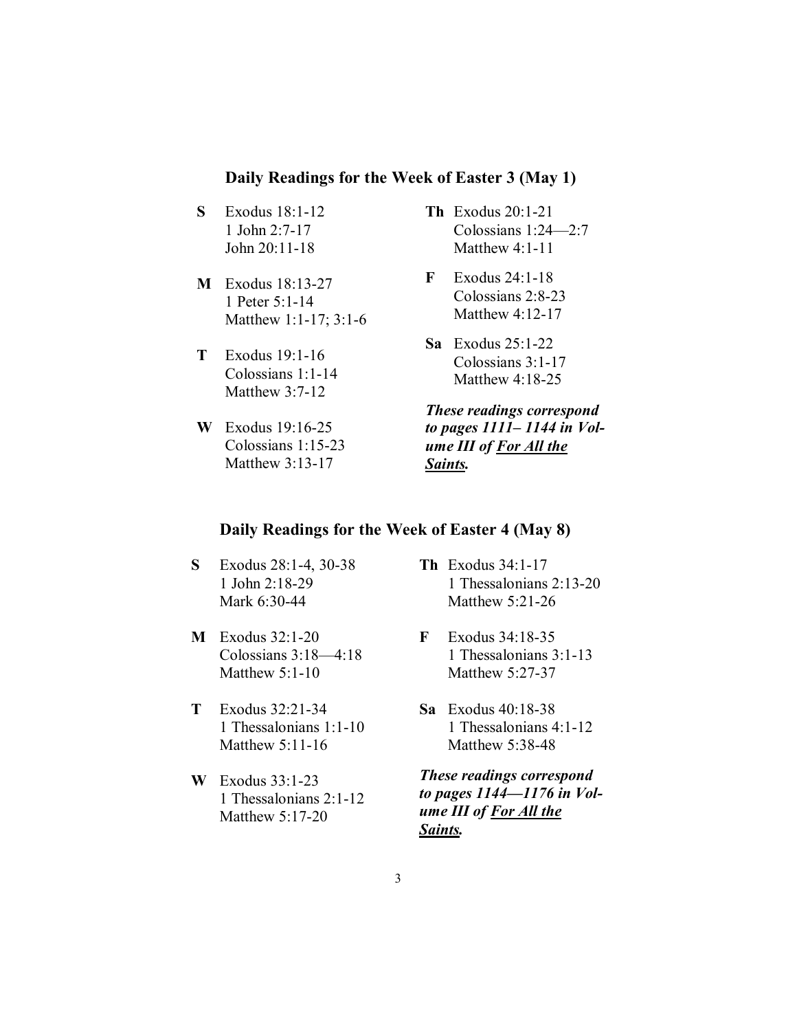## Daily Readings for the Week of Easter 3 (May 1)

**S** Exodus 18:1-12
1 John 2:7-17
John 20:11-18

**M** Exodus 18:13-27
1 Peter 5:1-14
Matthew 1:1-17; 3:1-6

**T** Exodus 19:1-16
Colossians 1:1-14
Matthew 3:7-12

**W** Exodus 19:16-25
Colossians 1:15-23
Matthew 3:13-17

**Th** Exodus 20:1-21
Colossians 1:24—2:7
Matthew 4:1-11

**F** Exodus 24:1-18
Colossians 2:8-23
Matthew 4:12-17

**Sa** Exodus 25:1-22
Colossians 3:1-17
Matthew 4:18-25

***These readings correspond to pages 1111– 1144 in Volume III of <u>For All the Saints</u>.***

## Daily Readings for the Week of Easter 4 (May 8)

**S** Exodus 28:1-4, 30-38
1 John 2:18-29
Mark 6:30-44

**M** Exodus 32:1-20
Colossians 3:18—4:18
Matthew 5:1-10

**T** Exodus 32:21-34
1 Thessalonians 1:1-10
Matthew 5:11-16

**W** Exodus 33:1-23
1 Thessalonians 2:1-12
Matthew 5:17-20

**Th** Exodus 34:1-17
1 Thessalonians 2:13-20
Matthew 5:21-26

**F** Exodus 34:18-35
1 Thessalonians 3:1-13
Matthew 5:27-37

**Sa** Exodus 40:18-38
1 Thessalonians 4:1-12
Matthew 5:38-48

***These readings correspond to pages 1144—1176 in Volume III of <u>For All the Saints</u>.***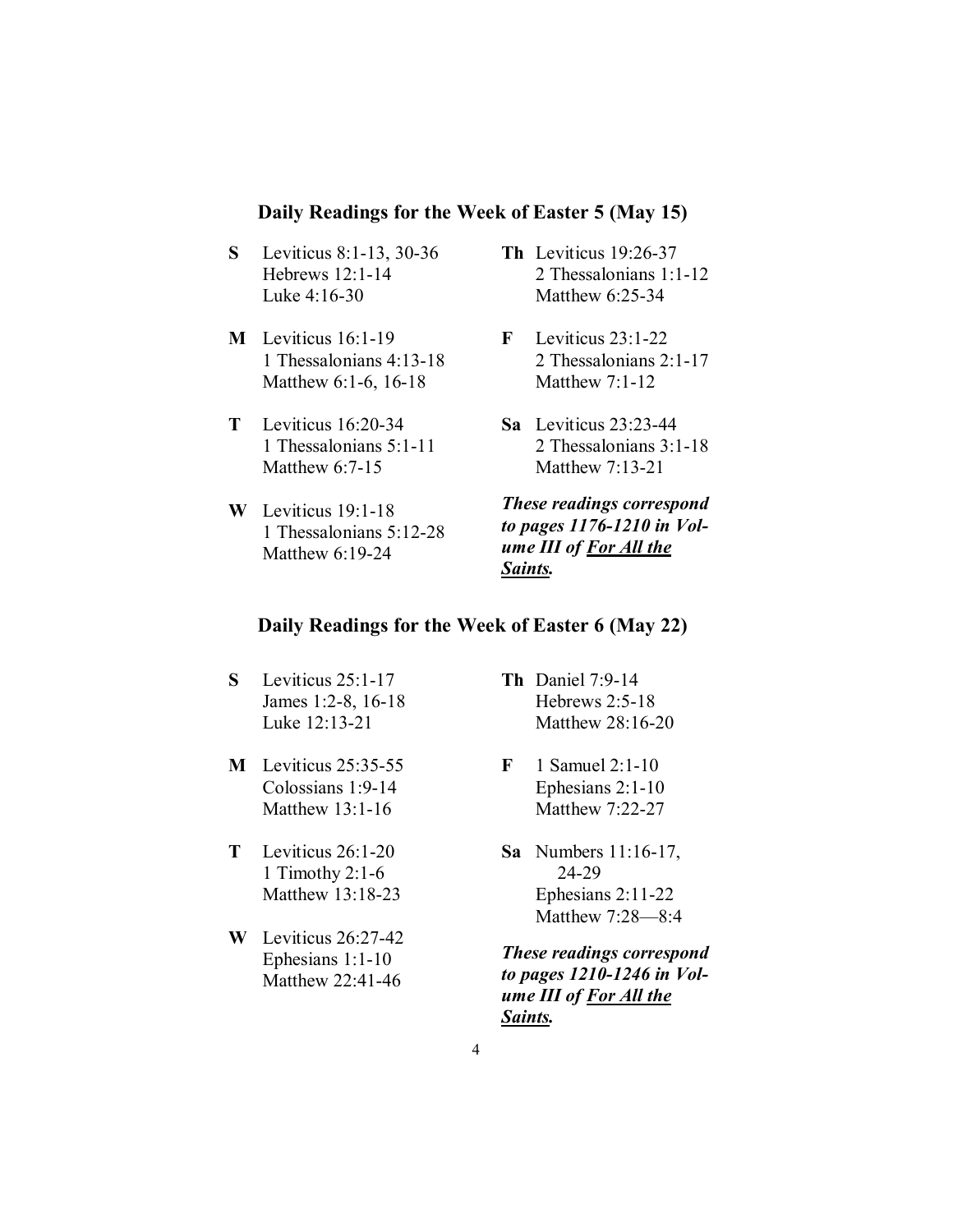## Daily Readings for the Week of Easter 5 (May 15)

**S** Leviticus 8:1-13, 30-36
Hebrews 12:1-14
Luke 4:16-30

**M** Leviticus 16:1-19
1 Thessalonians 4:13-18
Matthew 6:1-6, 16-18

**T** Leviticus 16:20-34
1 Thessalonians 5:1-11
Matthew 6:7-15

**W** Leviticus 19:1-18
1 Thessalonians 5:12-28
Matthew 6:19-24

**Th** Leviticus 19:26-37
2 Thessalonians 1:1-12
Matthew 6:25-34

**F** Leviticus 23:1-22
2 Thessalonians 2:1-17
Matthew 7:1-12

**Sa** Leviticus 23:23-44
2 Thessalonians 3:1-18
Matthew 7:13-21

***These readings correspond to pages 1176-1210 in Volume III of For All the Saints.***

## Daily Readings for the Week of Easter 6 (May 22)

**S** Leviticus 25:1-17
James 1:2-8, 16-18
Luke 12:13-21

**M** Leviticus 25:35-55
Colossians 1:9-14
Matthew 13:1-16

**T** Leviticus 26:1-20
1 Timothy 2:1-6
Matthew 13:18-23

**W** Leviticus 26:27-42
Ephesians 1:1-10
Matthew 22:41-46

**Th** Daniel 7:9-14
Hebrews 2:5-18
Matthew 28:16-20

**F** 1 Samuel 2:1-10
Ephesians 2:1-10
Matthew 7:22-27

**Sa** Numbers 11:16-17, 24-29
Ephesians 2:11-22
Matthew 7:28—8:4

***These readings correspond to pages 1210-1246 in Volume III of For All the Saints.***